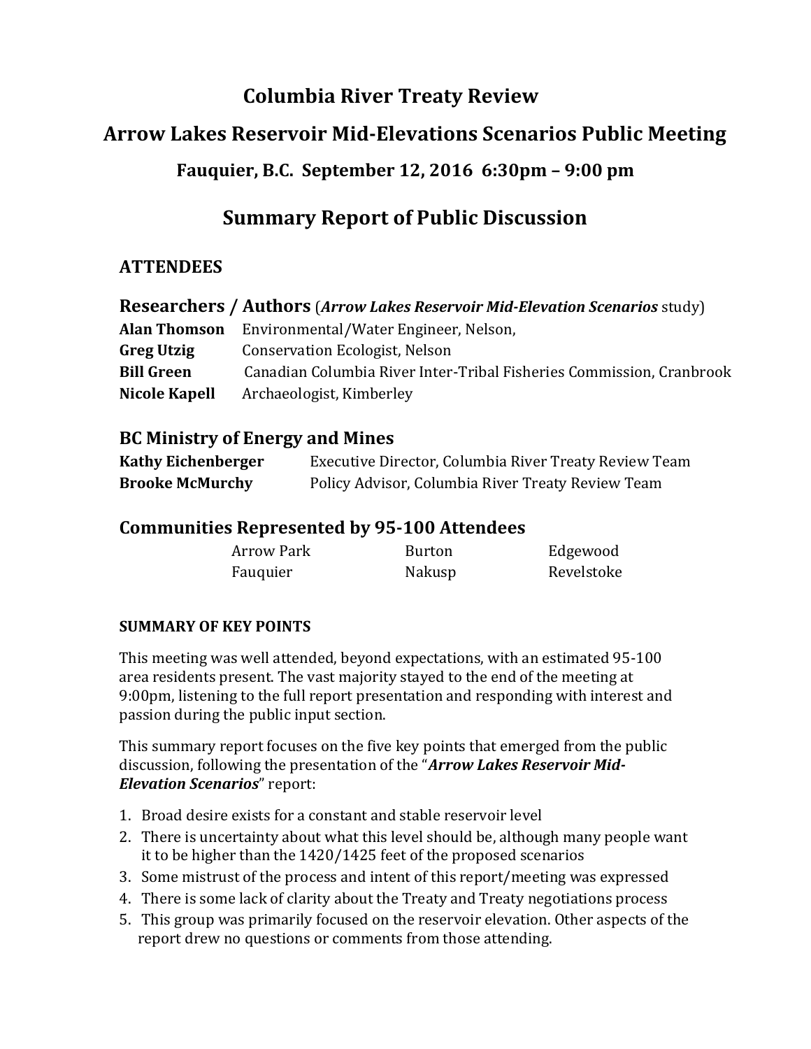# Columbia River Treaty Review

## Arrow Lakes Reservoir Mid-Elevations Scenarios Public Meeting

### Fauquier, B.C. September 12, 2016 6:30pm – 9:00 pm

## Summary Report of Public Discussion

### ATTENDEES

### Researchers / Authors (*Arrow Lakes Reservoir Mid-Elevation Scenarios* study)

| | |
|---|---|
| **Alan Thomson** | Environmental/Water Engineer, Nelson, |
| **Greg Utzig** | Conservation Ecologist, Nelson |
| **Bill Green** | Canadian Columbia River Inter-Tribal Fisheries Commission, Cranbrook |
| **Nicole Kapell** | Archaeologist, Kimberley |

### BC Ministry of Energy and Mines

| | |
|---|---|
| **Kathy Eichenberger** | Executive Director, Columbia River Treaty Review Team |
| **Brooke McMurchy** | Policy Advisor, Columbia River Treaty Review Team |

### Communities Represented by 95-100 Attendees

| | | |
|---|---|---|
| Arrow Park | Burton | Edgewood |
| Fauquier | Nakusp | Revelstoke |

#### SUMMARY OF KEY POINTS

This meeting was well attended, beyond expectations, with an estimated 95-100 area residents present. The vast majority stayed to the end of the meeting at 9:00pm, listening to the full report presentation and responding with interest and passion during the public input section.

This summary report focuses on the five key points that emerged from the public discussion, following the presentation of the "***Arrow Lakes Reservoir Mid-Elevation Scenarios***" report:

1. Broad desire exists for a constant and stable reservoir level
2. There is uncertainty about what this level should be, although many people want it to be higher than the 1420/1425 feet of the proposed scenarios
3. Some mistrust of the process and intent of this report/meeting was expressed
4. There is some lack of clarity about the Treaty and Treaty negotiations process
5. This group was primarily focused on the reservoir elevation. Other aspects of the report drew no questions or comments from those attending.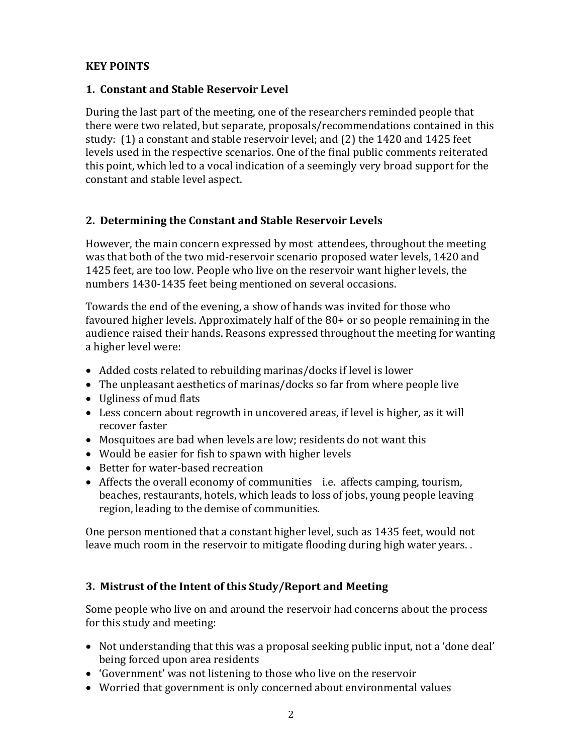**KEY POINTS**

### 1. Constant and Stable Reservoir Level

During the last part of the meeting, one of the researchers reminded people that there were two related, but separate, proposals/recommendations contained in this study: (1) a constant and stable reservoir level; and (2) the 1420 and 1425 feet levels used in the respective scenarios. One of the final public comments reiterated this point, which led to a vocal indication of a seemingly very broad support for the constant and stable level aspect.

### 2. Determining the Constant and Stable Reservoir Levels

However, the main concern expressed by most attendees, throughout the meeting was that both of the two mid-reservoir scenario proposed water levels, 1420 and 1425 feet, are too low. People who live on the reservoir want higher levels, the numbers 1430-1435 feet being mentioned on several occasions.

Towards the end of the evening, a show of hands was invited for those who favoured higher levels. Approximately half of the 80+ or so people remaining in the audience raised their hands. Reasons expressed throughout the meeting for wanting a higher level were:

- Added costs related to rebuilding marinas/docks if level is lower
- The unpleasant aesthetics of marinas/docks so far from where people live
- Ugliness of mud flats
- Less concern about regrowth in uncovered areas, if level is higher, as it will recover faster
- Mosquitoes are bad when levels are low; residents do not want this
- Would be easier for fish to spawn with higher levels
- Better for water-based recreation
- Affects the overall economy of communities i.e. affects camping, tourism, beaches, restaurants, hotels, which leads to loss of jobs, young people leaving region, leading to the demise of communities.

One person mentioned that a constant higher level, such as 1435 feet, would not leave much room in the reservoir to mitigate flooding during high water years. .

### 3. Mistrust of the Intent of this Study/Report and Meeting

Some people who live on and around the reservoir had concerns about the process for this study and meeting:

- Not understanding that this was a proposal seeking public input, not a 'done deal' being forced upon area residents
- 'Government' was not listening to those who live on the reservoir
- Worried that government is only concerned about environmental values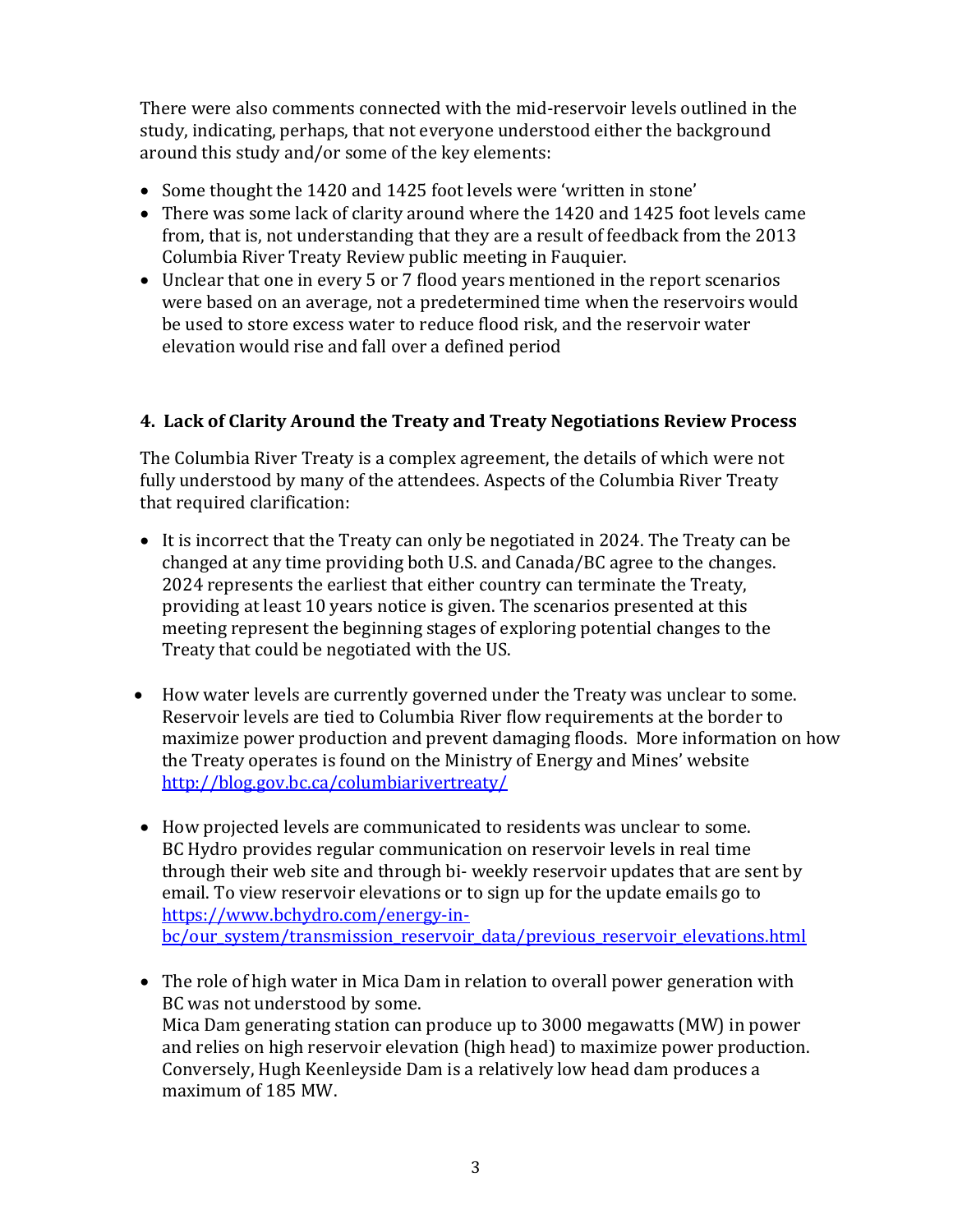There were also comments connected with the mid-reservoir levels outlined in the study, indicating, perhaps, that not everyone understood either the background around this study and/or some of the key elements:

- Some thought the 1420 and 1425 foot levels were 'written in stone'
- There was some lack of clarity around where the 1420 and 1425 foot levels came from, that is, not understanding that they are a result of feedback from the 2013 Columbia River Treaty Review public meeting in Fauquier.
- Unclear that one in every 5 or 7 flood years mentioned in the report scenarios were based on an average, not a predetermined time when the reservoirs would be used to store excess water to reduce flood risk, and the reservoir water elevation would rise and fall over a defined period

### 4. Lack of Clarity Around the Treaty and Treaty Negotiations Review Process

The Columbia River Treaty is a complex agreement, the details of which were not fully understood by many of the attendees. Aspects of the Columbia River Treaty that required clarification:

- It is incorrect that the Treaty can only be negotiated in 2024. The Treaty can be changed at any time providing both U.S. and Canada/BC agree to the changes. 2024 represents the earliest that either country can terminate the Treaty, providing at least 10 years notice is given. The scenarios presented at this meeting represent the beginning stages of exploring potential changes to the Treaty that could be negotiated with the US.

- How water levels are currently governed under the Treaty was unclear to some. Reservoir levels are tied to Columbia River flow requirements at the border to maximize power production and prevent damaging floods. More information on how the Treaty operates is found on the Ministry of Energy and Mines' website http://blog.gov.bc.ca/columbiarivertreaty/

- How projected levels are communicated to residents was unclear to some. BC Hydro provides regular communication on reservoir levels in real time through their web site and through bi- weekly reservoir updates that are sent by email. To view reservoir elevations or to sign up for the update emails go to https://www.bchydro.com/energy-in-bc/our_system/transmission_reservoir_data/previous_reservoir_elevations.html

- The role of high water in Mica Dam in relation to overall power generation with BC was not understood by some.
  Mica Dam generating station can produce up to 3000 megawatts (MW) in power and relies on high reservoir elevation (high head) to maximize power production. Conversely, Hugh Keenleyside Dam is a relatively low head dam produces a maximum of 185 MW.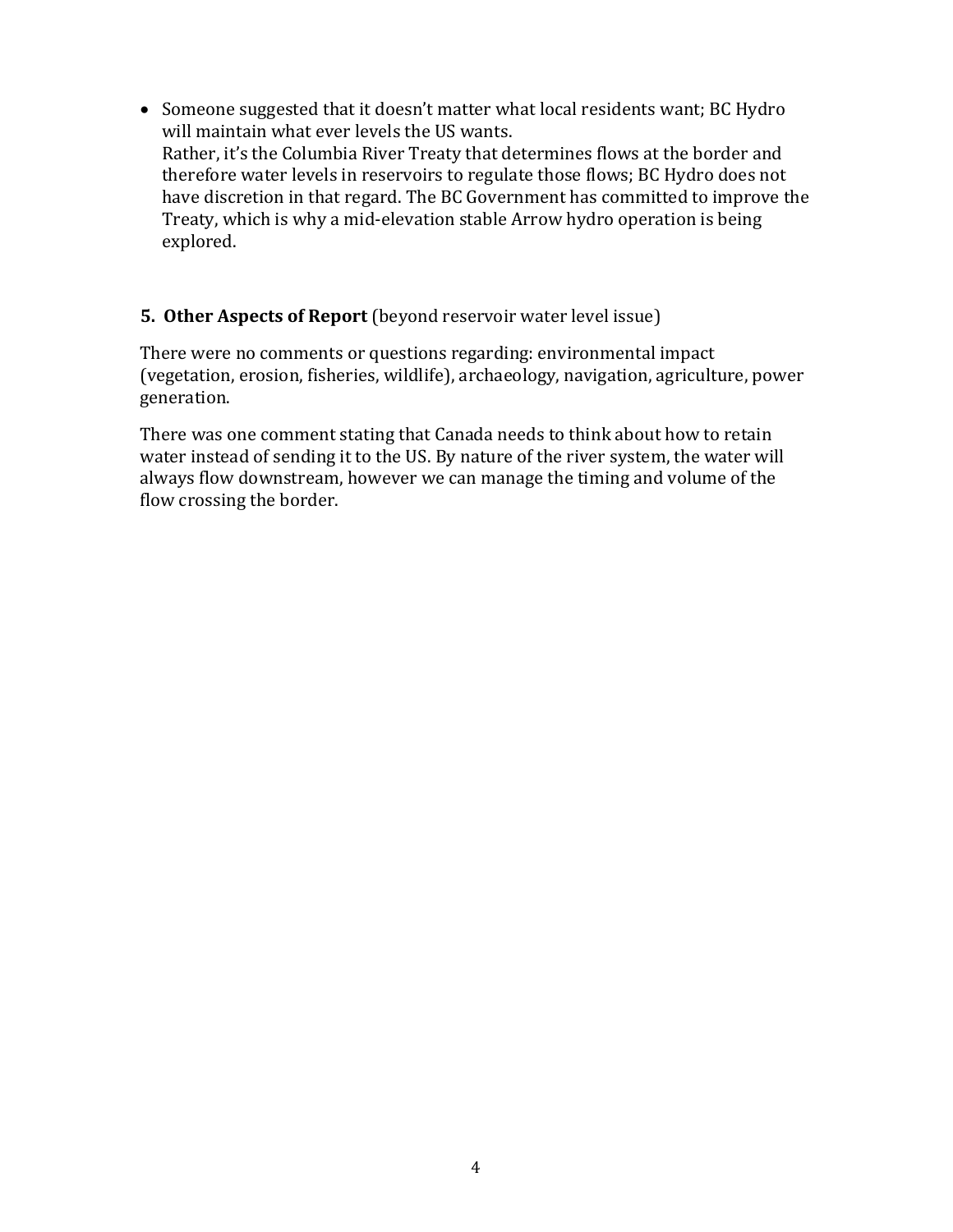- Someone suggested that it doesn't matter what local residents want; BC Hydro will maintain what ever levels the US wants.
  Rather, it's the Columbia River Treaty that determines flows at the border and therefore water levels in reservoirs to regulate those flows; BC Hydro does not have discretion in that regard. The BC Government has committed to improve the Treaty, which is why a mid-elevation stable Arrow hydro operation is being explored.

**5. Other Aspects of Report** (beyond reservoir water level issue)

There were no comments or questions regarding: environmental impact (vegetation, erosion, fisheries, wildlife), archaeology, navigation, agriculture, power generation.

There was one comment stating that Canada needs to think about how to retain water instead of sending it to the US. By nature of the river system, the water will always flow downstream, however we can manage the timing and volume of the flow crossing the border.